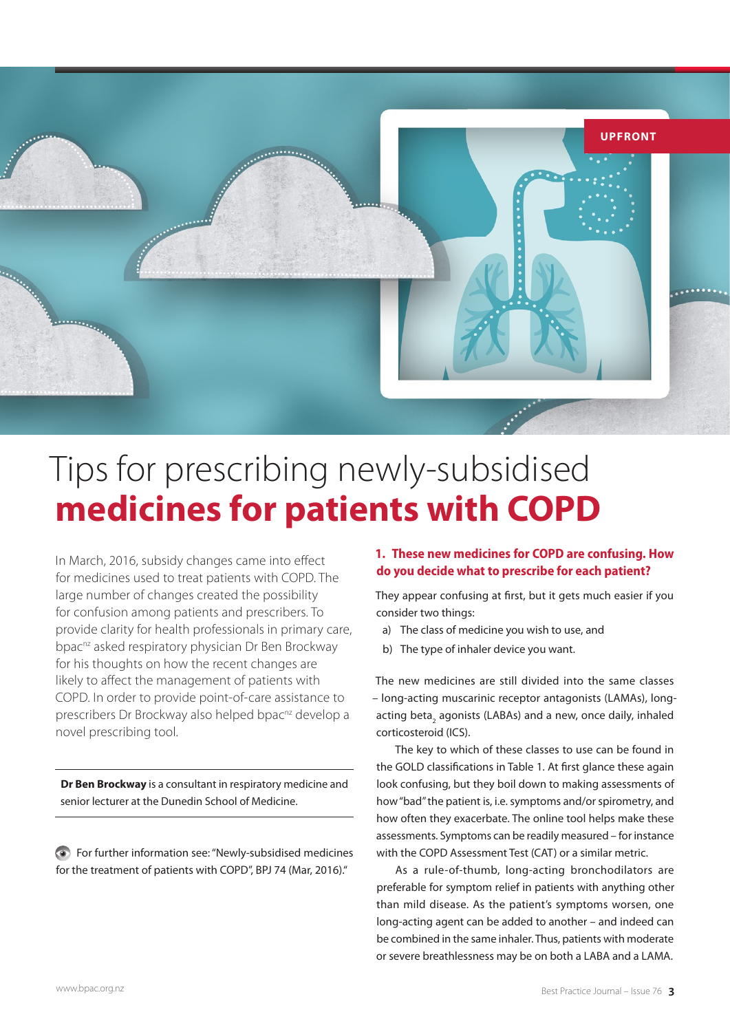UPFRONT

# Tips for prescribing newly-subsidised **medicines for patients with COPD**

In March, 2016, subsidy changes came into effect for medicines used to treat patients with COPD. The large number of changes created the possibility for confusion among patients and prescribers. To provide clarity for health professionals in primary care, bpac[nz] asked respiratory physician Dr Ben Brockway for his thoughts on how the recent changes are likely to affect the management of patients with COPD. In order to provide point-of-care assistance to prescribers Dr Brockway also helped bpac[nz] develop a novel prescribing tool.

**Dr Ben Brockway** is a consultant in respiratory medicine and senior lecturer at the Dunedin School of Medicine.

For further information see: "Newly-subsidised medicines for the treatment of patients with COPD", BPJ 74 (Mar, 2016)."

### 1. These new medicines for COPD are confusing. How do you decide what to prescribe for each patient?

They appear confusing at first, but it gets much easier if you consider two things:

a) The class of medicine you wish to use, and

b) The type of inhaler device you want.

The new medicines are still divided into the same classes – long-acting muscarinic receptor antagonists (LAMAs), long-acting beta$_2$ agonists (LABAs) and a new, once daily, inhaled corticosteroid (ICS).

The key to which of these classes to use can be found in the GOLD classifications in Table 1. At first glance these again look confusing, but they boil down to making assessments of how "bad" the patient is, i.e. symptoms and/or spirometry, and how often they exacerbate. The online tool helps make these assessments. Symptoms can be readily measured – for instance with the COPD Assessment Test (CAT) or a similar metric.

As a rule-of-thumb, long-acting bronchodilators are preferable for symptom relief in patients with anything other than mild disease. As the patient's symptoms worsen, one long-acting agent can be added to another – and indeed can be combined in the same inhaler. Thus, patients with moderate or severe breathlessness may be on both a LABA and a LAMA.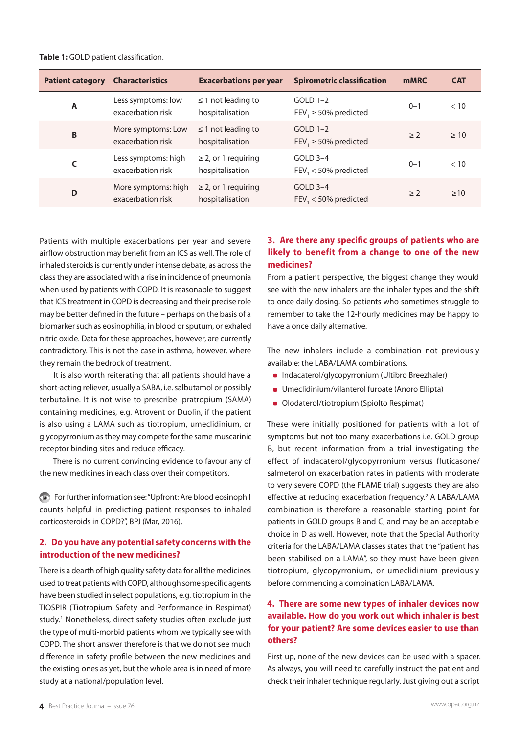**Table 1:** GOLD patient classification.

| Patient category | Characteristics | Exacerbations per year | Spirometric classification | mMRC | CAT |
|---|---|---|---|---|---|
| A | Less symptoms: low exacerbation risk | ≤ 1 not leading to hospitalisation | GOLD 1–2 $FEV_1$ ≥ 50% predicted | 0–1 | < 10 |
| B | More symptoms: Low exacerbation risk | ≤ 1 not leading to hospitalisation | GOLD 1–2 $FEV_1$ ≥ 50% predicted | ≥ 2 | ≥ 10 |
| C | Less symptoms: high exacerbation risk | ≥ 2, or 1 requiring hospitalisation | GOLD 3–4 $FEV_1$ < 50% predicted | 0–1 | < 10 |
| D | More symptoms: high exacerbation risk | ≥ 2, or 1 requiring hospitalisation | GOLD 3–4 $FEV_1$ < 50% predicted | ≥ 2 | ≥10 |

Patients with multiple exacerbations per year and severe airflow obstruction may benefit from an ICS as well. The role of inhaled steroids is currently under intense debate, as across the class they are associated with a rise in incidence of pneumonia when used by patients with COPD. It is reasonable to suggest that ICS treatment in COPD is decreasing and their precise role may be better defined in the future – perhaps on the basis of a biomarker such as eosinophilia, in blood or sputum, or exhaled nitric oxide. Data for these approaches, however, are currently contradictory. This is not the case in asthma, however, where they remain the bedrock of treatment.

It is also worth reiterating that all patients should have a short-acting reliever, usually a SABA, i.e. salbutamol or possibly terbutaline. It is not wise to prescribe ipratropium (SAMA) containing medicines, e.g. Atrovent or Duolin, if the patient is also using a LAMA such as tiotropium, umeclidinium, or glycopyrronium as they may compete for the same muscarinic receptor binding sites and reduce efficacy.

There is no current convincing evidence to favour any of the new medicines in each class over their competitors.

For further information see: "Upfront: Are blood eosinophil counts helpful in predicting patient responses to inhaled corticosteroids in COPD?", BPJ (Mar, 2016).

## 2. Do you have any potential safety concerns with the introduction of the new medicines?

There is a dearth of high quality safety data for all the medicines used to treat patients with COPD, although some specific agents have been studied in select populations, e.g. tiotropium in the TIOSPIR (Tiotropium Safety and Performance in Respimat) study.[1] Nonetheless, direct safety studies often exclude just the type of multi-morbid patients whom we typically see with COPD. The short answer therefore is that we do not see much difference in safety profile between the new medicines and the existing ones as yet, but the whole area is in need of more study at a national/population level.

## 3. Are there any specific groups of patients who are likely to benefit from a change to one of the new medicines?

From a patient perspective, the biggest change they would see with the new inhalers are the inhaler types and the shift to once daily dosing. So patients who sometimes struggle to remember to take the 12-hourly medicines may be happy to have a once daily alternative.

The new inhalers include a combination not previously available: the LABA/LAMA combinations.

- Indacaterol/glycopyrronium (Ultibro Breezhaler)
- Umeclidinium/vilanterol furoate (Anoro Ellipta)
- Olodaterol/tiotropium (Spiolto Respimat)

These were initially positioned for patients with a lot of symptoms but not too many exacerbations i.e. GOLD group B, but recent information from a trial investigating the effect of indacaterol/glycopyrronium versus fluticasone/salmeterol on exacerbation rates in patients with moderate to very severe COPD (the FLAME trial) suggests they are also effective at reducing exacerbation frequency.[2] A LABA/LAMA combination is therefore a reasonable starting point for patients in GOLD groups B and C, and may be an acceptable choice in D as well. However, note that the Special Authority criteria for the LABA/LAMA classes states that the "patient has been stabilised on a LAMA", so they must have been given tiotropium, glycopyrronium, or umeclidinium previously before commencing a combination LABA/LAMA.

## 4. There are some new types of inhaler devices now available. How do you work out which inhaler is best for your patient? Are some devices easier to use than others?

First up, none of the new devices can be used with a spacer. As always, you will need to carefully instruct the patient and check their inhaler technique regularly. Just giving out a script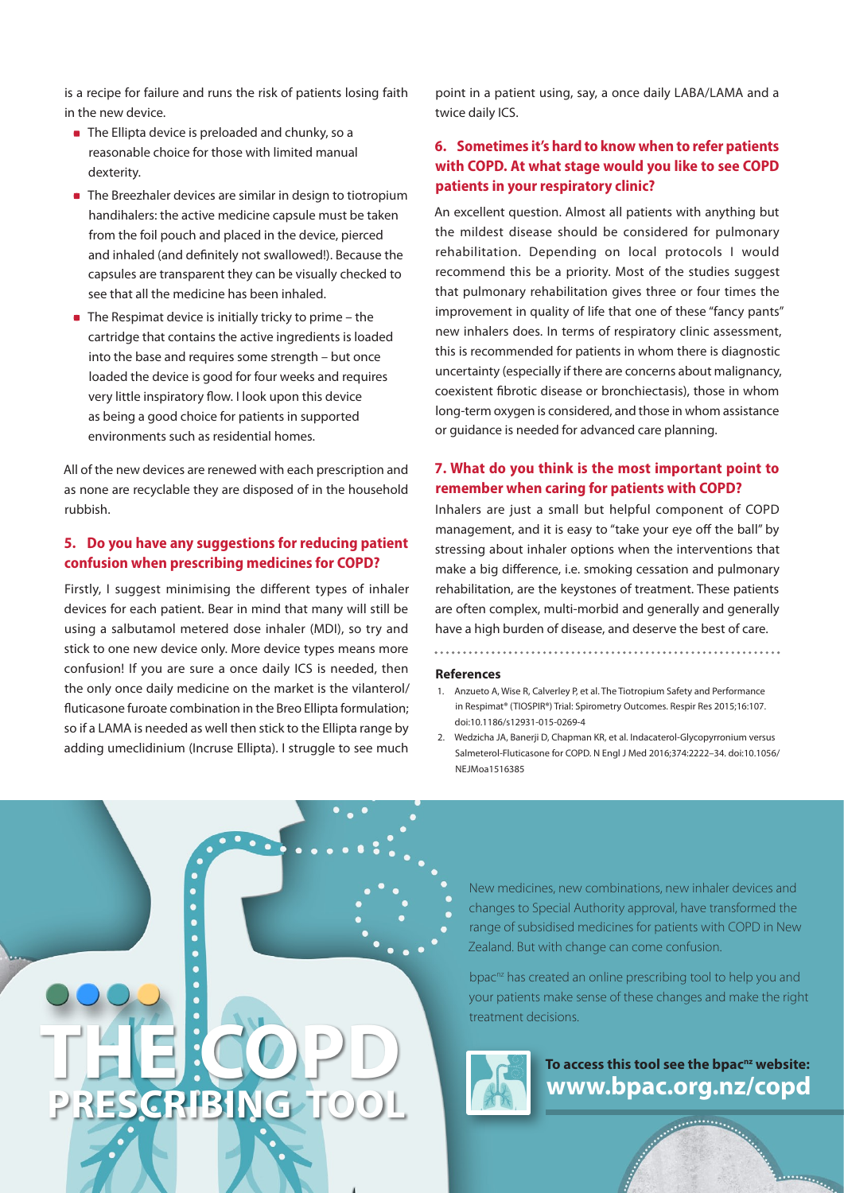is a recipe for failure and runs the risk of patients losing faith in the new device.

- The Ellipta device is preloaded and chunky, so a reasonable choice for those with limited manual dexterity.
- The Breezhaler devices are similar in design to tiotropium handihalers: the active medicine capsule must be taken from the foil pouch and placed in the device, pierced and inhaled (and definitely not swallowed!). Because the capsules are transparent they can be visually checked to see that all the medicine has been inhaled.
- The Respimat device is initially tricky to prime – the cartridge that contains the active ingredients is loaded into the base and requires some strength – but once loaded the device is good for four weeks and requires very little inspiratory flow. I look upon this device as being a good choice for patients in supported environments such as residential homes.

All of the new devices are renewed with each prescription and as none are recyclable they are disposed of in the household rubbish.

### 5. Do you have any suggestions for reducing patient confusion when prescribing medicines for COPD?

Firstly, I suggest minimising the different types of inhaler devices for each patient. Bear in mind that many will still be using a salbutamol metered dose inhaler (MDI), so try and stick to one new device only. More device types means more confusion! If you are sure a once daily ICS is needed, then the only once daily medicine on the market is the vilanterol/fluticasone furoate combination in the Breo Ellipta formulation; so if a LAMA is needed as well then stick to the Ellipta range by adding umeclidinium (Incruse Ellipta). I struggle to see much point in a patient using, say, a once daily LABA/LAMA and a twice daily ICS.

### 6. Sometimes it's hard to know when to refer patients with COPD. At what stage would you like to see COPD patients in your respiratory clinic?

An excellent question. Almost all patients with anything but the mildest disease should be considered for pulmonary rehabilitation. Depending on local protocols I would recommend this be a priority. Most of the studies suggest that pulmonary rehabilitation gives three or four times the improvement in quality of life that one of these "fancy pants" new inhalers does. In terms of respiratory clinic assessment, this is recommended for patients in whom there is diagnostic uncertainty (especially if there are concerns about malignancy, coexistent fibrotic disease or bronchiectasis), those in whom long-term oxygen is considered, and those in whom assistance or guidance is needed for advanced care planning.

### 7. What do you think is the most important point to remember when caring for patients with COPD?

Inhalers are just a small but helpful component of COPD management, and it is easy to "take your eye off the ball" by stressing about inhaler options when the interventions that make a big difference, i.e. smoking cessation and pulmonary rehabilitation, are the keystones of treatment. These patients are often complex, multi-morbid and generally and generally have a high burden of disease, and deserve the best of care.

#### References

1. Anzueto A, Wise R, Calverley P, et al. The Tiotropium Safety and Performance in Respimat® (TIOSPIR®) Trial: Spirometry Outcomes. Respir Res 2015;16:107. doi:10.1186/s12931-015-0269-4
2. Wedzicha JA, Banerji D, Chapman KR, et al. Indacaterol-Glycopyrronium versus Salmeterol-Fluticasone for COPD. N Engl J Med 2016;374:2222–34. doi:10.1056/NEJMoa1516385

## THE COPD PRESCRIBING TOOL

New medicines, new combinations, new inhaler devices and changes to Special Authority approval, have transformed the range of subsidised medicines for patients with COPD in New Zealand. But with change can come confusion.

bpac[nz] has created an online prescribing tool to help you and your patients make sense of these changes and make the right treatment decisions.

**To access this tool see the bpac[nz] website:**
**www.bpac.org.nz/copd**